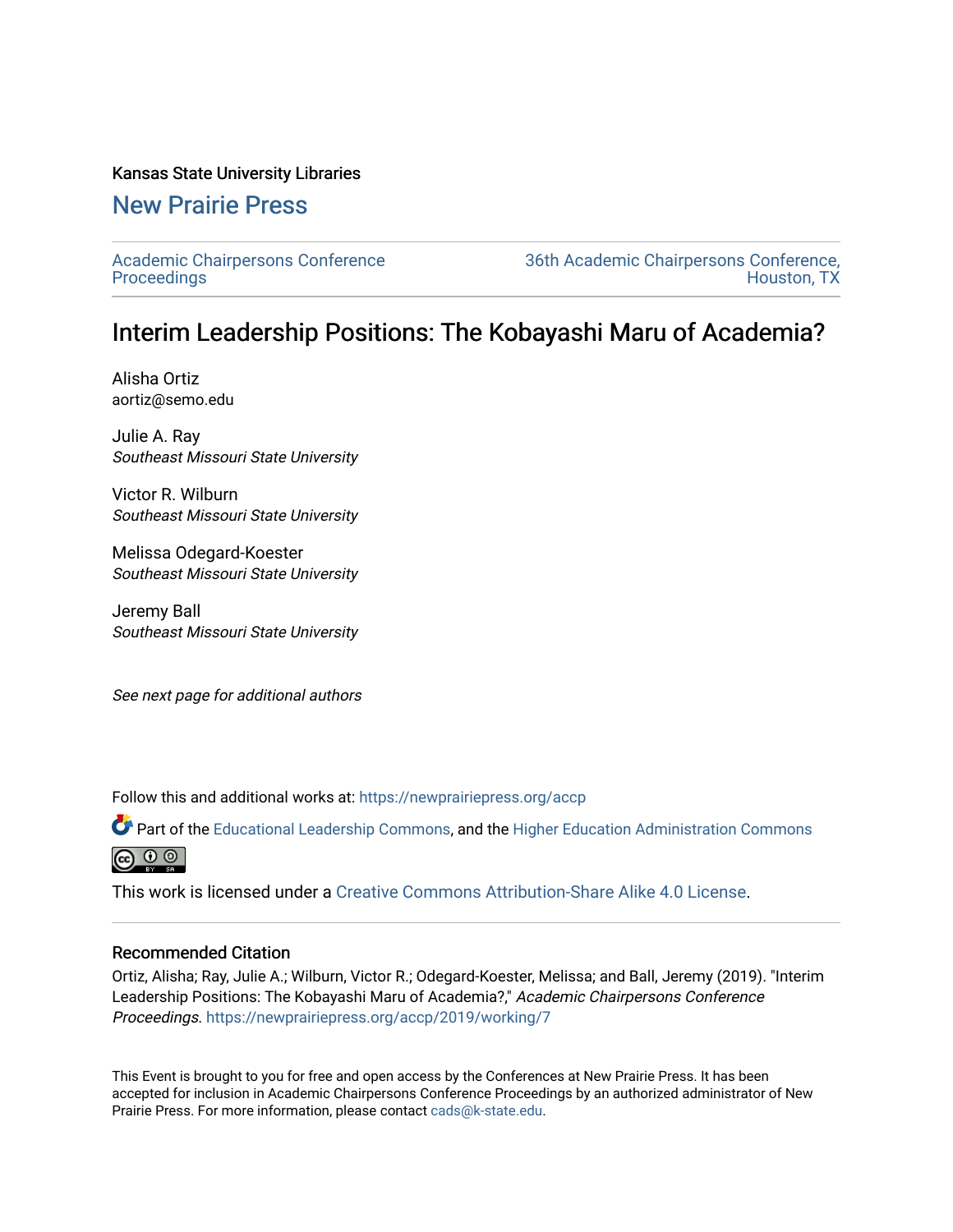Kansas State University Libraries

## New Prairie Press

Academic Chairpersons Conference Proceedings

36th Academic Chairpersons Conference, Houston, TX

# Interim Leadership Positions: The Kobayashi Maru of Academia?

Alisha Ortiz
aortiz@semo.edu

Julie A. Ray
*Southeast Missouri State University*

Victor R. Wilburn
*Southeast Missouri State University*

Melissa Odegard-Koester
*Southeast Missouri State University*

Jeremy Ball
*Southeast Missouri State University*

*See next page for additional authors*

Follow this and additional works at: https://newprairiepress.org/accp

Part of the Educational Leadership Commons, and the Higher Education Administration Commons

This work is licensed under a Creative Commons Attribution-Share Alike 4.0 License.

### Recommended Citation

Ortiz, Alisha; Ray, Julie A.; Wilburn, Victor R.; Odegard-Koester, Melissa; and Ball, Jeremy (2019). "Interim Leadership Positions: The Kobayashi Maru of Academia?," *Academic Chairpersons Conference Proceedings*. https://newprairiepress.org/accp/2019/working/7

This Event is brought to you for free and open access by the Conferences at New Prairie Press. It has been accepted for inclusion in Academic Chairpersons Conference Proceedings by an authorized administrator of New Prairie Press. For more information, please contact cads@k-state.edu.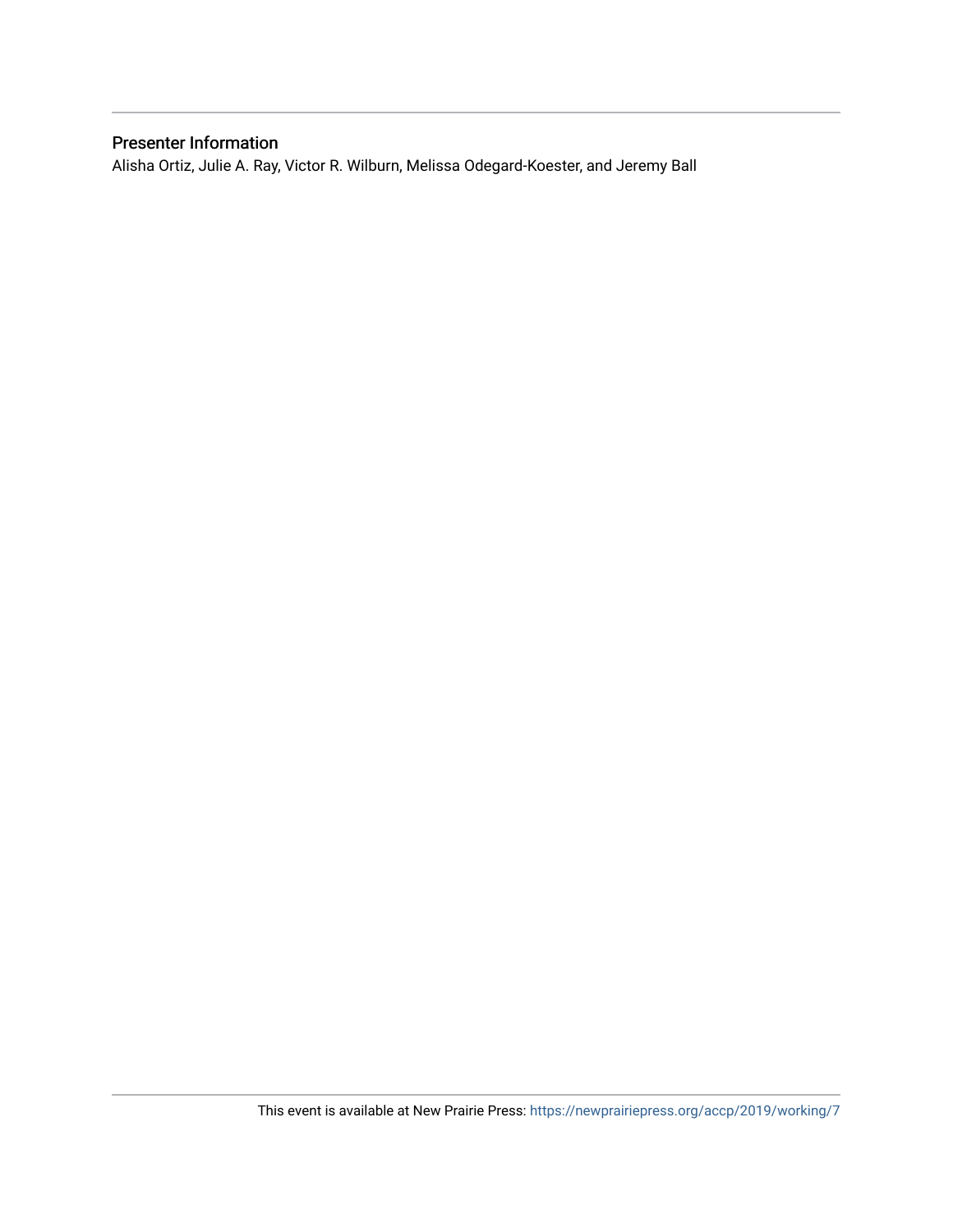## Presenter Information

Alisha Ortiz, Julie A. Ray, Victor R. Wilburn, Melissa Odegard-Koester, and Jeremy Ball

This event is available at New Prairie Press: https://newprairiepress.org/accp/2019/working/7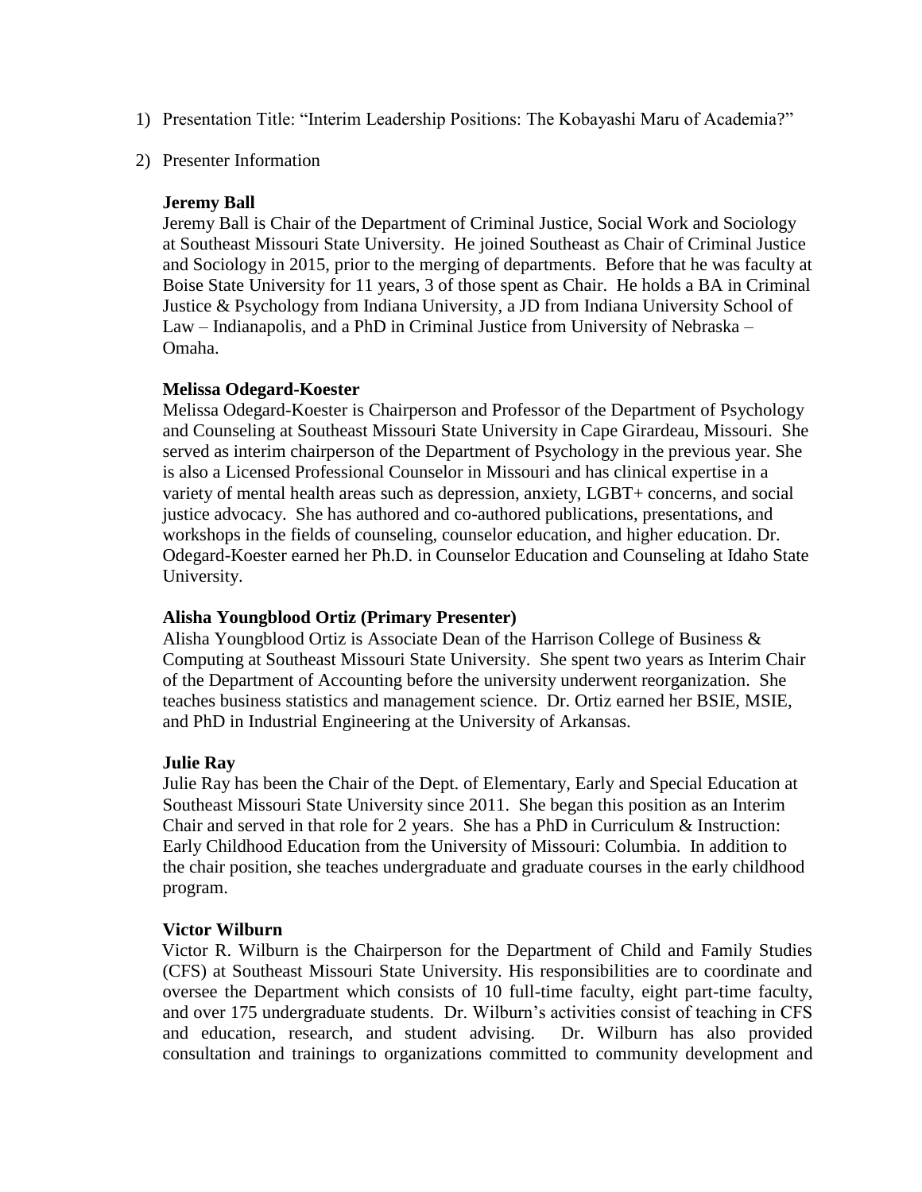1) Presentation Title: "Interim Leadership Positions: The Kobayashi Maru of Academia?"

2) Presenter Information

**Jeremy Ball**

Jeremy Ball is Chair of the Department of Criminal Justice, Social Work and Sociology at Southeast Missouri State University. He joined Southeast as Chair of Criminal Justice and Sociology in 2015, prior to the merging of departments. Before that he was faculty at Boise State University for 11 years, 3 of those spent as Chair. He holds a BA in Criminal Justice & Psychology from Indiana University, a JD from Indiana University School of Law – Indianapolis, and a PhD in Criminal Justice from University of Nebraska – Omaha.

**Melissa Odegard-Koester**

Melissa Odegard-Koester is Chairperson and Professor of the Department of Psychology and Counseling at Southeast Missouri State University in Cape Girardeau, Missouri. She served as interim chairperson of the Department of Psychology in the previous year. She is also a Licensed Professional Counselor in Missouri and has clinical expertise in a variety of mental health areas such as depression, anxiety, LGBT+ concerns, and social justice advocacy. She has authored and co-authored publications, presentations, and workshops in the fields of counseling, counselor education, and higher education. Dr. Odegard-Koester earned her Ph.D. in Counselor Education and Counseling at Idaho State University.

**Alisha Youngblood Ortiz (Primary Presenter)**

Alisha Youngblood Ortiz is Associate Dean of the Harrison College of Business & Computing at Southeast Missouri State University. She spent two years as Interim Chair of the Department of Accounting before the university underwent reorganization. She teaches business statistics and management science. Dr. Ortiz earned her BSIE, MSIE, and PhD in Industrial Engineering at the University of Arkansas.

**Julie Ray**

Julie Ray has been the Chair of the Dept. of Elementary, Early and Special Education at Southeast Missouri State University since 2011. She began this position as an Interim Chair and served in that role for 2 years. She has a PhD in Curriculum & Instruction: Early Childhood Education from the University of Missouri: Columbia. In addition to the chair position, she teaches undergraduate and graduate courses in the early childhood program.

**Victor Wilburn**

Victor R. Wilburn is the Chairperson for the Department of Child and Family Studies (CFS) at Southeast Missouri State University. His responsibilities are to coordinate and oversee the Department which consists of 10 full-time faculty, eight part-time faculty, and over 175 undergraduate students. Dr. Wilburn's activities consist of teaching in CFS and education, research, and student advising. Dr. Wilburn has also provided consultation and trainings to organizations committed to community development and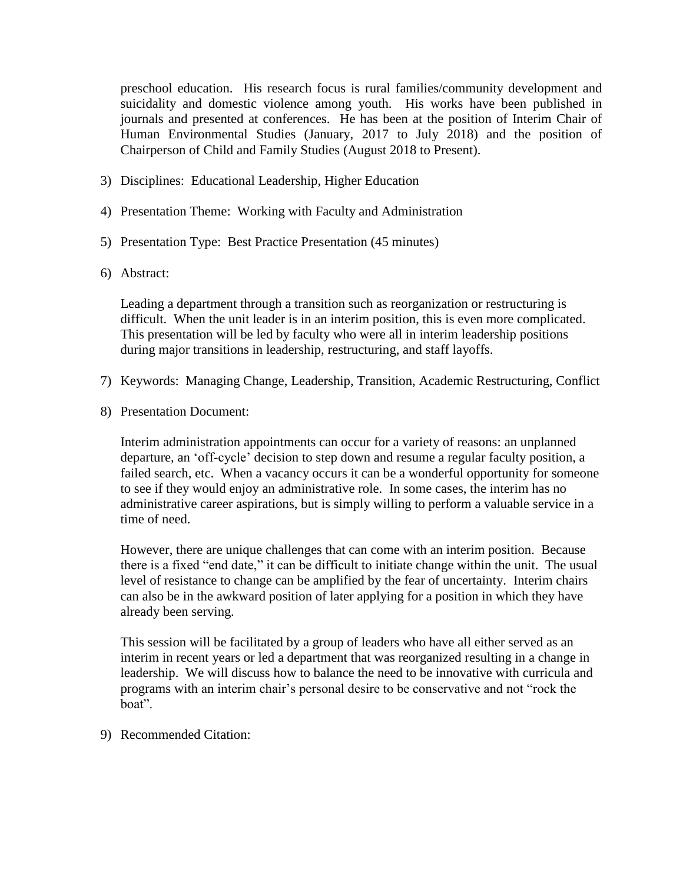preschool education. His research focus is rural families/community development and suicidality and domestic violence among youth. His works have been published in journals and presented at conferences. He has been at the position of Interim Chair of Human Environmental Studies (January, 2017 to July 2018) and the position of Chairperson of Child and Family Studies (August 2018 to Present).

3) Disciplines: Educational Leadership, Higher Education

4) Presentation Theme: Working with Faculty and Administration

5) Presentation Type: Best Practice Presentation (45 minutes)

6) Abstract:

   Leading a department through a transition such as reorganization or restructuring is difficult. When the unit leader is in an interim position, this is even more complicated. This presentation will be led by faculty who were all in interim leadership positions during major transitions in leadership, restructuring, and staff layoffs.

7) Keywords: Managing Change, Leadership, Transition, Academic Restructuring, Conflict

8) Presentation Document:

   Interim administration appointments can occur for a variety of reasons: an unplanned departure, an 'off-cycle' decision to step down and resume a regular faculty position, a failed search, etc. When a vacancy occurs it can be a wonderful opportunity for someone to see if they would enjoy an administrative role. In some cases, the interim has no administrative career aspirations, but is simply willing to perform a valuable service in a time of need.

   However, there are unique challenges that can come with an interim position. Because there is a fixed "end date," it can be difficult to initiate change within the unit. The usual level of resistance to change can be amplified by the fear of uncertainty. Interim chairs can also be in the awkward position of later applying for a position in which they have already been serving.

   This session will be facilitated by a group of leaders who have all either served as an interim in recent years or led a department that was reorganized resulting in a change in leadership. We will discuss how to balance the need to be innovative with curricula and programs with an interim chair's personal desire to be conservative and not "rock the boat".

9) Recommended Citation: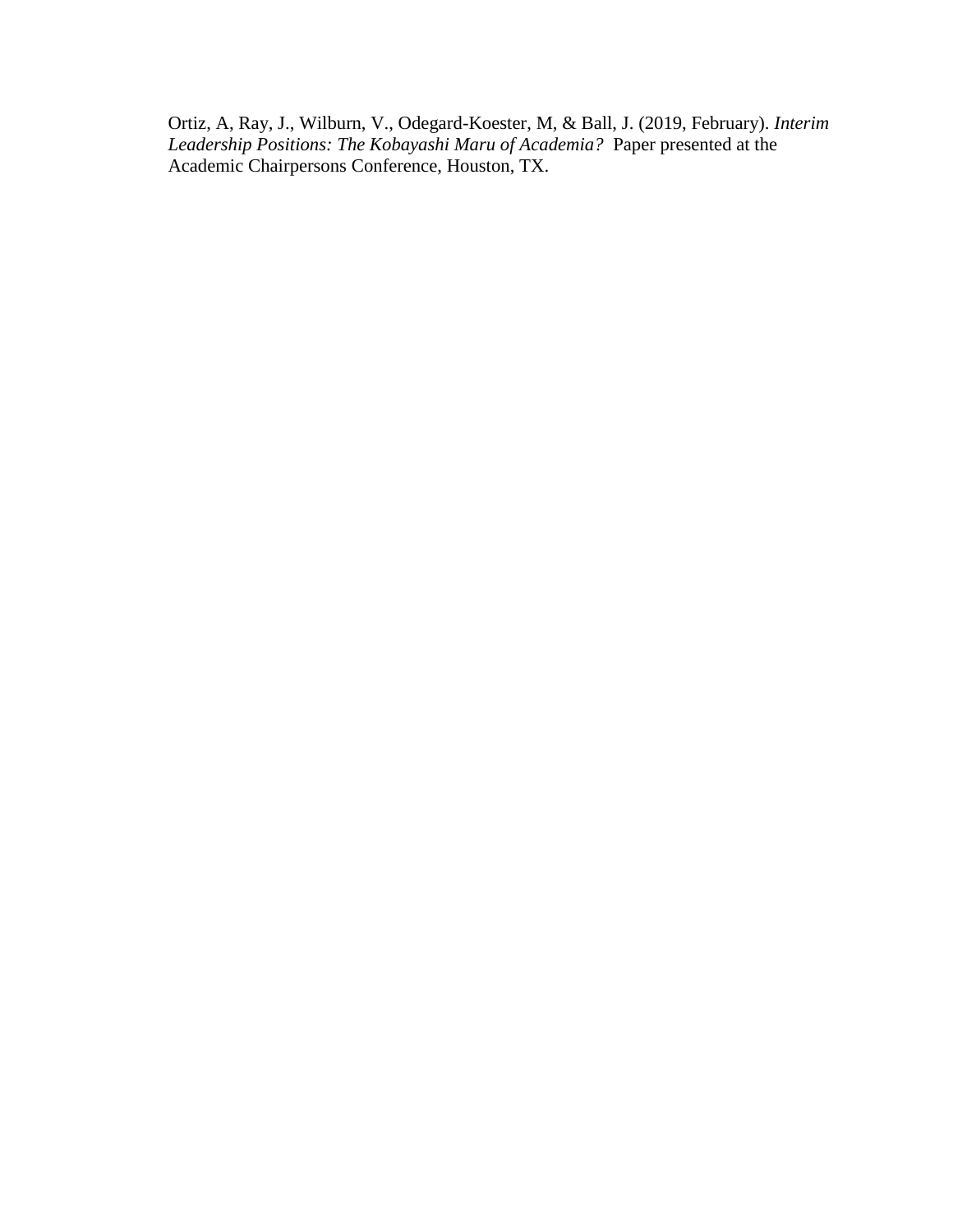Ortiz, A, Ray, J., Wilburn, V., Odegard-Koester, M, & Ball, J. (2019, February). *Interim Leadership Positions: The Kobayashi Maru of Academia?* Paper presented at the Academic Chairpersons Conference, Houston, TX.